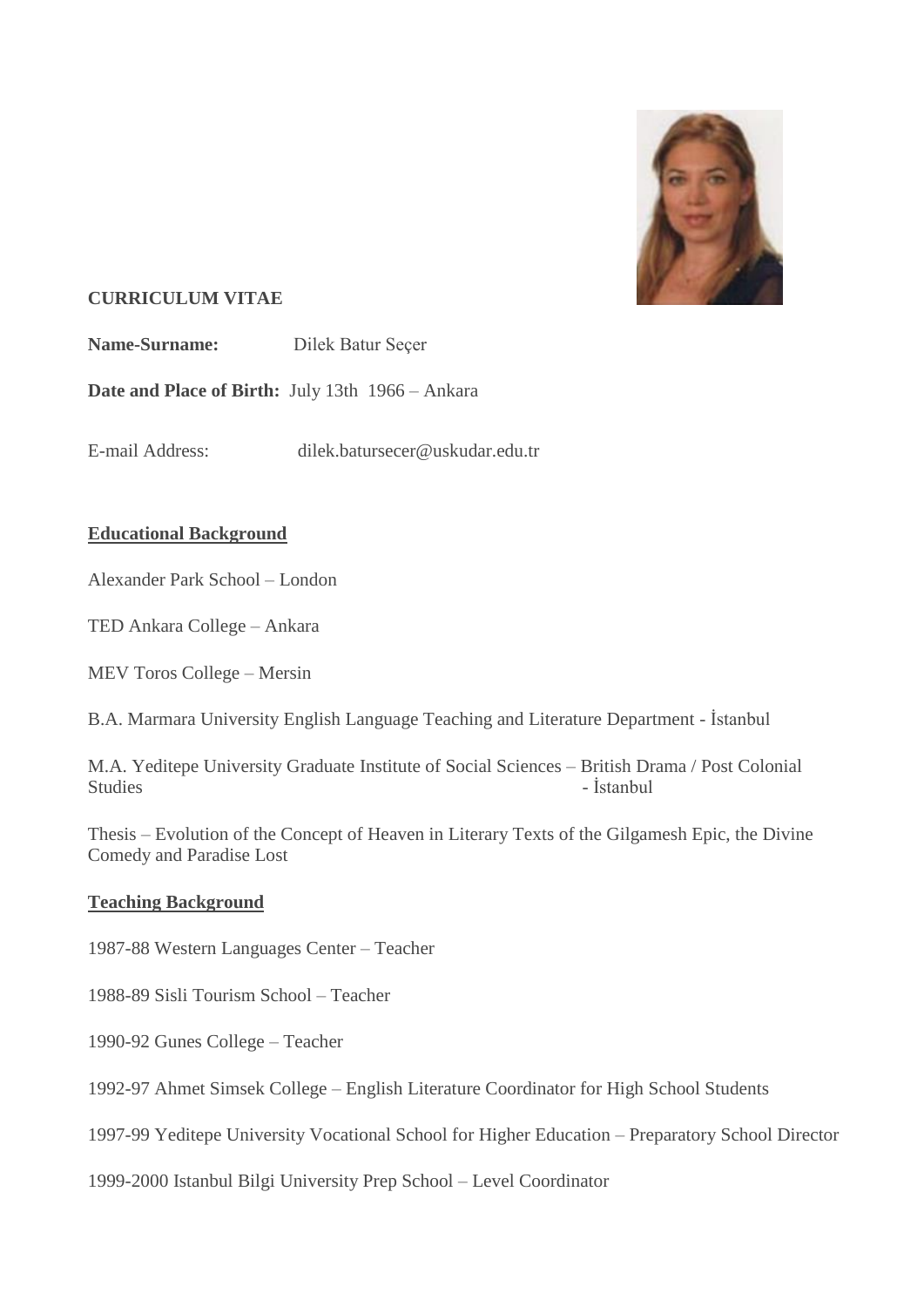**CURRICULUM VITAE**

**Name-Surname:** Dilek Batur Seçer

**Date and Place of Birth:** July 13th 1966 – Ankara

E-mail Address: dilek.batursecer@uskudar.edu.tr

## Educational Background

Alexander Park School – London

TED Ankara College – Ankara

MEV Toros College – Mersin

B.A. Marmara University English Language Teaching and Literature Department - İstanbul

M.A. Yeditepe University Graduate Institute of Social Sciences – British Drama / Post Colonial Studies - İstanbul

Thesis – Evolution of the Concept of Heaven in Literary Texts of the Gilgamesh Epic, the Divine Comedy and Paradise Lost

## Teaching Background

1987-88 Western Languages Center – Teacher

1988-89 Sisli Tourism School – Teacher

1990-92 Gunes College – Teacher

1992-97 Ahmet Simsek College – English Literature Coordinator for High School Students

1997-99 Yeditepe University Vocational School for Higher Education – Preparatory School Director

1999-2000 Istanbul Bilgi University Prep School – Level Coordinator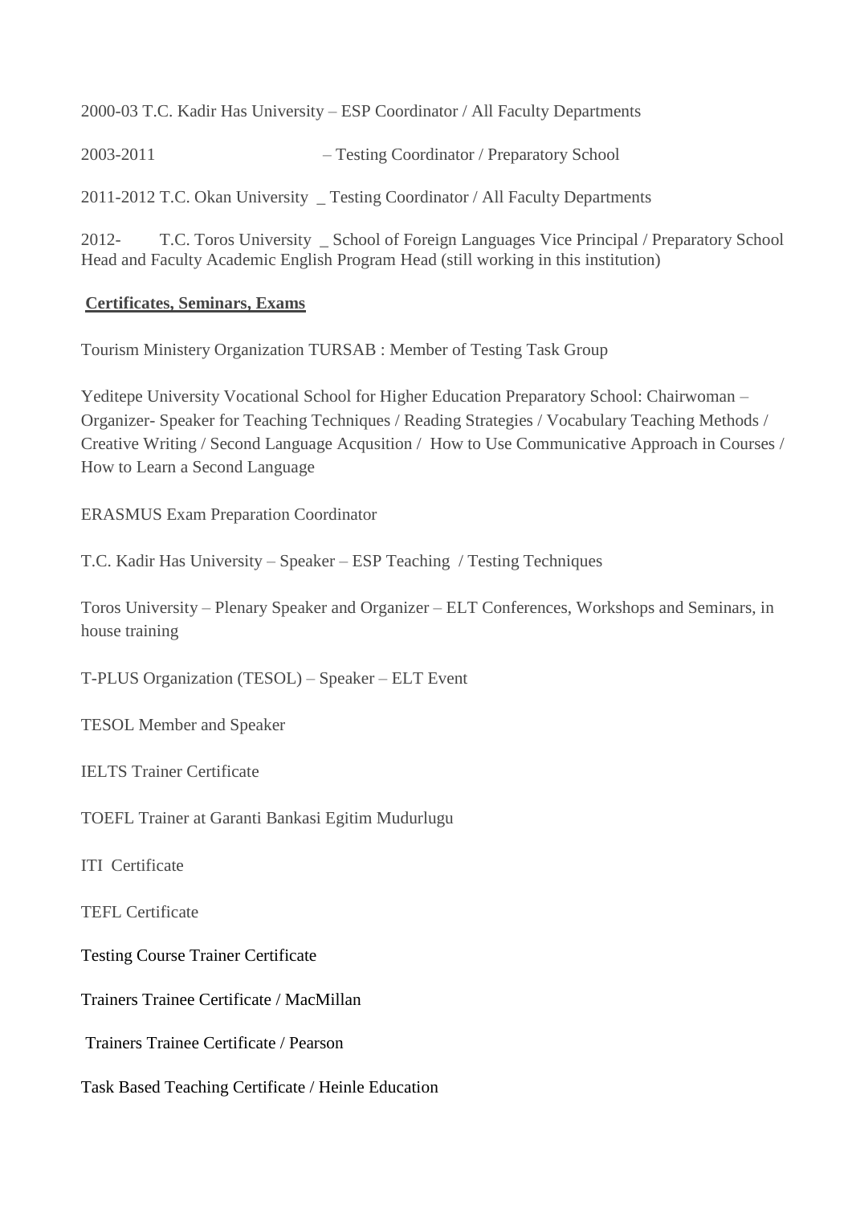2000-03 T.C. Kadir Has University – ESP Coordinator / All Faculty Departments

2003-2011 – Testing Coordinator / Preparatory School

2011-2012 T.C. Okan University _ Testing Coordinator / All Faculty Departments

2012- T.C. Toros University _ School of Foreign Languages Vice Principal / Preparatory School Head and Faculty Academic English Program Head (still working in this institution)

**Certificates, Seminars, Exams**

Tourism Ministery Organization TURSAB : Member of Testing Task Group

Yeditepe University Vocational School for Higher Education Preparatory School: Chairwoman – Organizer- Speaker for Teaching Techniques / Reading Strategies / Vocabulary Teaching Methods / Creative Writing / Second Language Acqusition / How to Use Communicative Approach in Courses / How to Learn a Second Language

ERASMUS Exam Preparation Coordinator

T.C. Kadir Has University – Speaker – ESP Teaching / Testing Techniques

Toros University – Plenary Speaker and Organizer – ELT Conferences, Workshops and Seminars, in house training

T-PLUS Organization (TESOL) – Speaker – ELT Event

TESOL Member and Speaker

IELTS Trainer Certificate

TOEFL Trainer at Garanti Bankasi Egitim Mudurlugu

ITI Certificate

TEFL Certificate

Testing Course Trainer Certificate

Trainers Trainee Certificate / MacMillan

Trainers Trainee Certificate / Pearson

Task Based Teaching Certificate / Heinle Education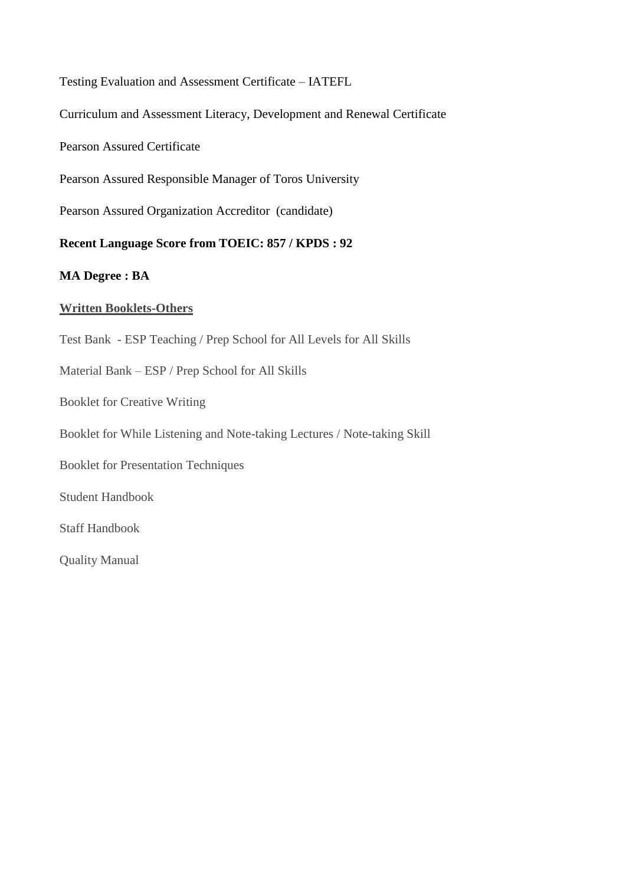Testing Evaluation and Assessment Certificate – IATEFL

Curriculum and Assessment Literacy, Development and Renewal Certificate

Pearson Assured Certificate

Pearson Assured Responsible Manager of Toros University

Pearson Assured Organization Accreditor (candidate)

**Recent Language Score from TOEIC: 857 / KPDS : 92**

**MA Degree : BA**

**Written Booklets-Others**

Test Bank - ESP Teaching / Prep School for All Levels for All Skills

Material Bank – ESP / Prep School for All Skills

Booklet for Creative Writing

Booklet for While Listening and Note-taking Lectures / Note-taking Skill

Booklet for Presentation Techniques

Student Handbook

Staff Handbook

Quality Manual